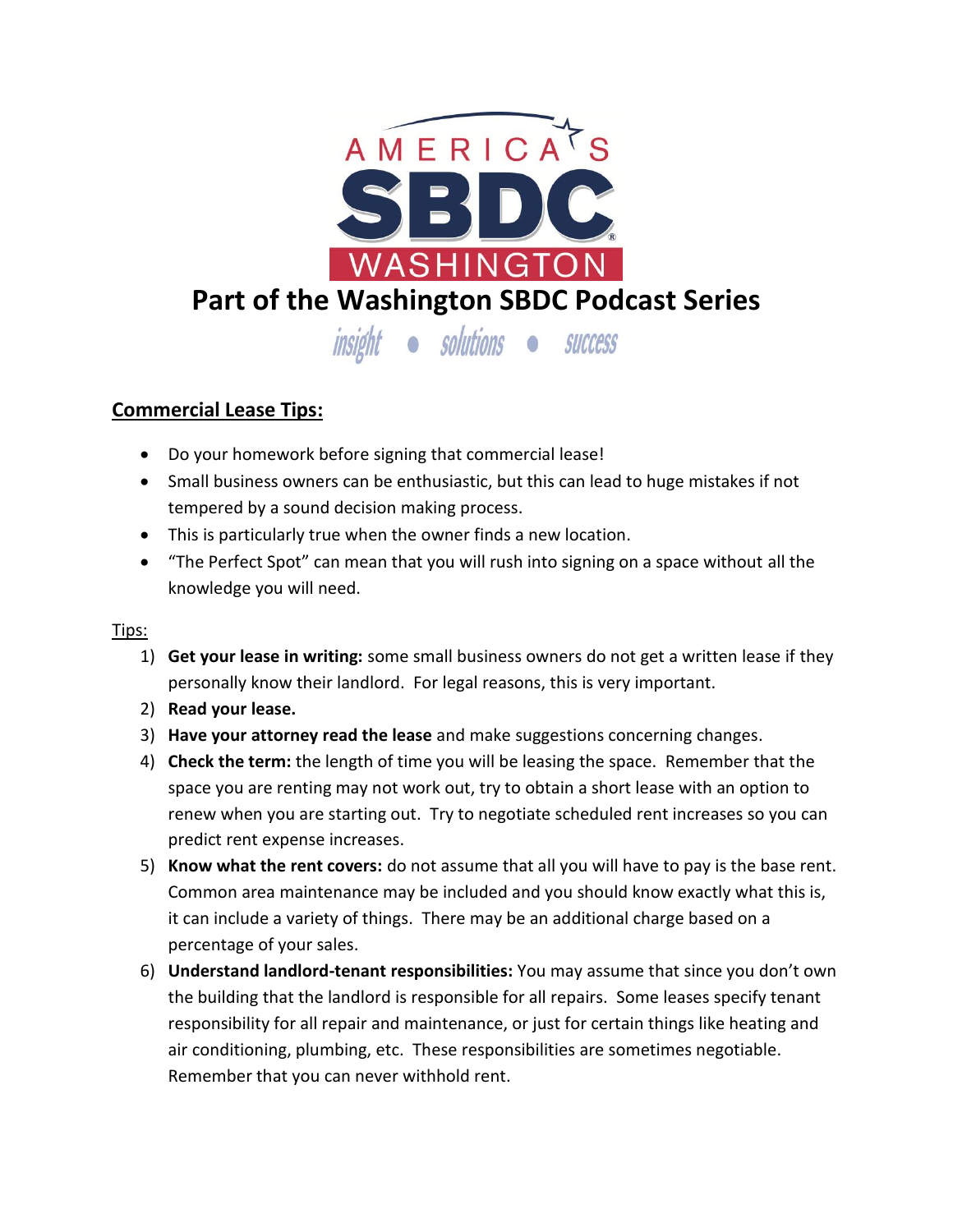AMERICA'S SBDC WASHINGTON

# Part of the Washington SBDC Podcast Series

*insight • solutions • success*

## Commercial Lease Tips:

- Do your homework before signing that commercial lease!
- Small business owners can be enthusiastic, but this can lead to huge mistakes if not tempered by a sound decision making process.
- This is particularly true when the owner finds a new location.
- "The Perfect Spot" can mean that you will rush into signing on a space without all the knowledge you will need.

Tips:

1) **Get your lease in writing:** some small business owners do not get a written lease if they personally know their landlord. For legal reasons, this is very important.
2) **Read your lease.**
3) **Have your attorney read the lease** and make suggestions concerning changes.
4) **Check the term:** the length of time you will be leasing the space. Remember that the space you are renting may not work out, try to obtain a short lease with an option to renew when you are starting out. Try to negotiate scheduled rent increases so you can predict rent expense increases.
5) **Know what the rent covers:** do not assume that all you will have to pay is the base rent. Common area maintenance may be included and you should know exactly what this is, it can include a variety of things. There may be an additional charge based on a percentage of your sales.
6) **Understand landlord-tenant responsibilities:** You may assume that since you don't own the building that the landlord is responsible for all repairs. Some leases specify tenant responsibility for all repair and maintenance, or just for certain things like heating and air conditioning, plumbing, etc. These responsibilities are sometimes negotiable. Remember that you can never withhold rent.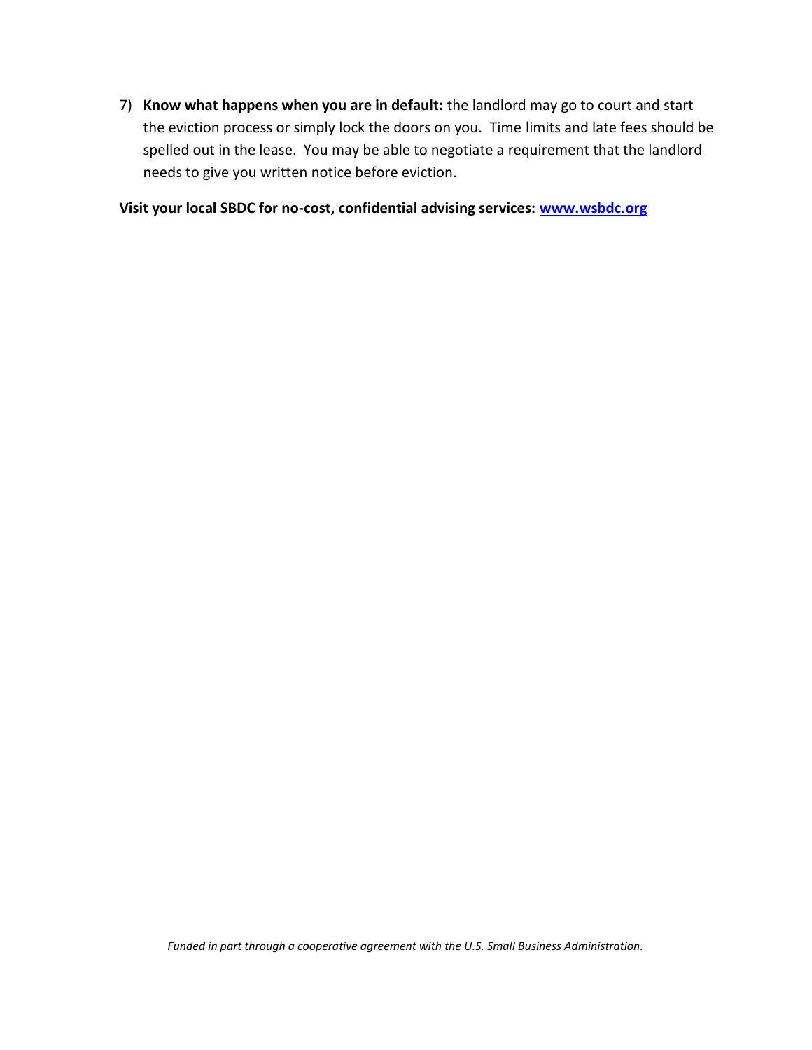7) **Know what happens when you are in default:** the landlord may go to court and start the eviction process or simply lock the doors on you. Time limits and late fees should be spelled out in the lease. You may be able to negotiate a requirement that the landlord needs to give you written notice before eviction.

**Visit your local SBDC for no-cost, confidential advising services: [www.wsbdc.org](http://www.wsbdc.org)**

*Funded in part through a cooperative agreement with the U.S. Small Business Administration.*